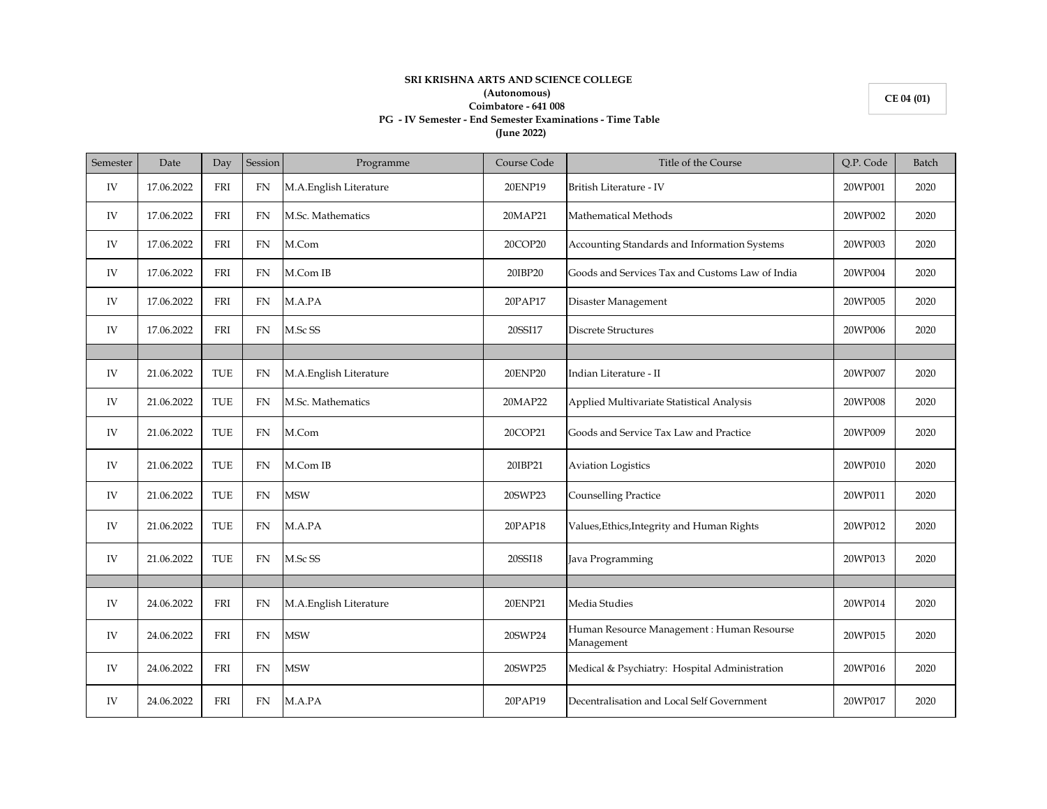**SRI KRISHNA ARTS AND SCIENCE COLLEGE**
**(Autonomous)**
**Coimbatore - 641 008**
**PG - IV Semester - End Semester Examinations - Time Table**
**(June 2022)**

**CE 04 (01)**

| Semester | Date | Day | Session | Programme | Course Code | Title of the Course | Q.P. Code | Batch |
|---|---|---|---|---|---|---|---|---|
| IV | 17.06.2022 | FRI | FN | M.A.English Literature | 20ENP19 | British Literature - IV | 20WP001 | 2020 |
| IV | 17.06.2022 | FRI | FN | M.Sc. Mathematics | 20MAP21 | Mathematical Methods | 20WP002 | 2020 |
| IV | 17.06.2022 | FRI | FN | M.Com | 20COP20 | Accounting Standards and Information Systems | 20WP003 | 2020 |
| IV | 17.06.2022 | FRI | FN | M.Com IB | 20IBP20 | Goods and Services Tax and Customs Law of India | 20WP004 | 2020 |
| IV | 17.06.2022 | FRI | FN | M.A.PA | 20PAP17 | Disaster Management | 20WP005 | 2020 |
| IV | 17.06.2022 | FRI | FN | M.Sc SS | 20SSI17 | Discrete Structures | 20WP006 | 2020 |
| | | | | | | | | |
| IV | 21.06.2022 | TUE | FN | M.A.English Literature | 20ENP20 | Indian Literature - II | 20WP007 | 2020 |
| IV | 21.06.2022 | TUE | FN | M.Sc. Mathematics | 20MAP22 | Applied Multivariate Statistical Analysis | 20WP008 | 2020 |
| IV | 21.06.2022 | TUE | FN | M.Com | 20COP21 | Goods and Service Tax Law and Practice | 20WP009 | 2020 |
| IV | 21.06.2022 | TUE | FN | M.Com IB | 20IBP21 | Aviation Logistics | 20WP010 | 2020 |
| IV | 21.06.2022 | TUE | FN | MSW | 20SWP23 | Counselling Practice | 20WP011 | 2020 |
| IV | 21.06.2022 | TUE | FN | M.A.PA | 20PAP18 | Values,Ethics,Integrity and Human Rights | 20WP012 | 2020 |
| IV | 21.06.2022 | TUE | FN | M.Sc SS | 20SSI18 | Java Programming | 20WP013 | 2020 |
| | | | | | | | | |
| IV | 24.06.2022 | FRI | FN | M.A.English Literature | 20ENP21 | Media Studies | 20WP014 | 2020 |
| IV | 24.06.2022 | FRI | FN | MSW | 20SWP24 | Human Resource Management : Human Resourse Management | 20WP015 | 2020 |
| IV | 24.06.2022 | FRI | FN | MSW | 20SWP25 | Medical & Psychiatry: Hospital Administration | 20WP016 | 2020 |
| IV | 24.06.2022 | FRI | FN | M.A.PA | 20PAP19 | Decentralisation and Local Self Government | 20WP017 | 2020 |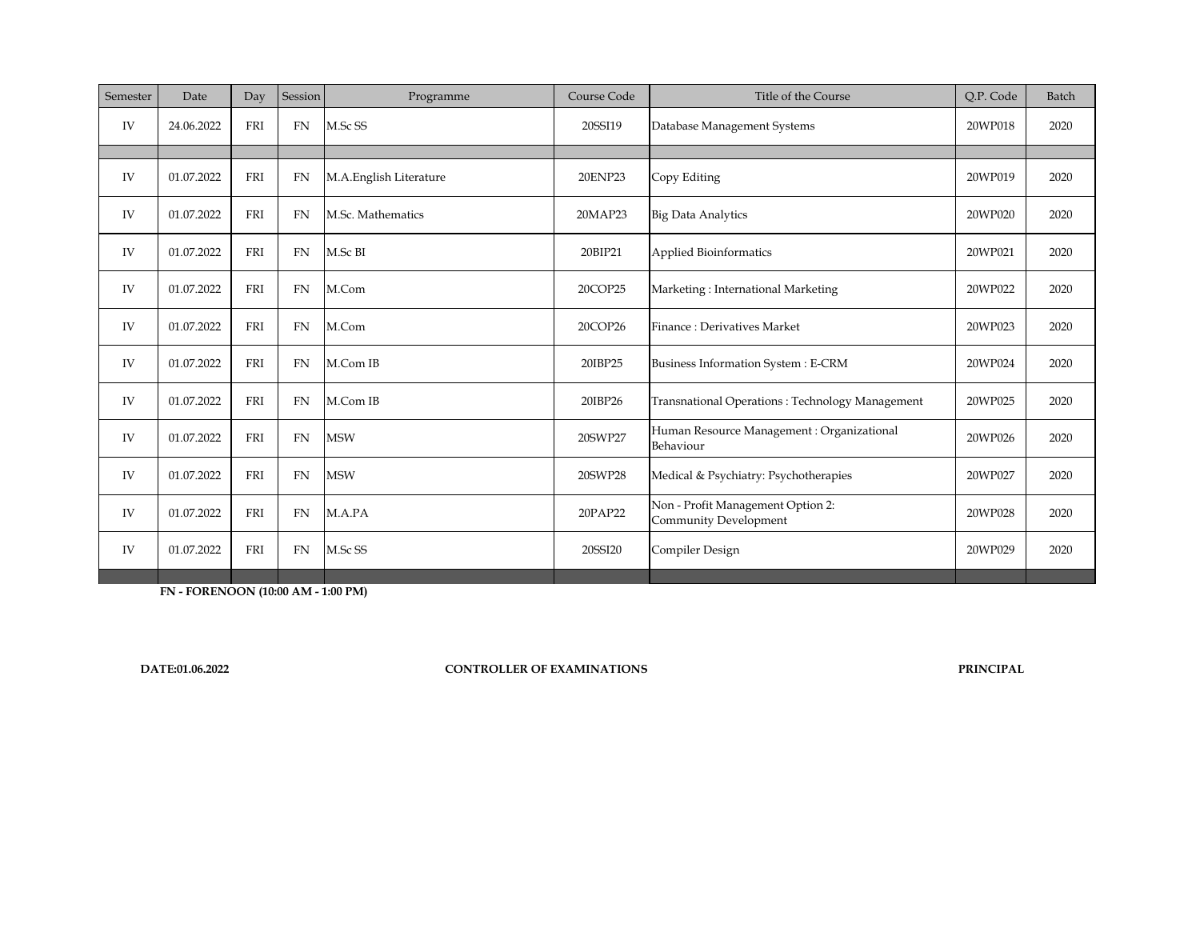| Semester | Date | Day | Session | Programme | Course Code | Title of the Course | Q.P. Code | Batch |
|---|---|---|---|---|---|---|---|---|
| IV | 24.06.2022 | FRI | FN | M.Sc SS | 20SSI19 | Database Management Systems | 20WP018 | 2020 |
| | | | | | | | | |
| IV | 01.07.2022 | FRI | FN | M.A.English Literature | 20ENP23 | Copy Editing | 20WP019 | 2020 |
| IV | 01.07.2022 | FRI | FN | M.Sc. Mathematics | 20MAP23 | Big Data Analytics | 20WP020 | 2020 |
| IV | 01.07.2022 | FRI | FN | M.Sc BI | 20BIP21 | Applied Bioinformatics | 20WP021 | 2020 |
| IV | 01.07.2022 | FRI | FN | M.Com | 20COP25 | Marketing : International Marketing | 20WP022 | 2020 |
| IV | 01.07.2022 | FRI | FN | M.Com | 20COP26 | Finance : Derivatives Market | 20WP023 | 2020 |
| IV | 01.07.2022 | FRI | FN | M.Com IB | 20IBP25 | Business Information System : E-CRM | 20WP024 | 2020 |
| IV | 01.07.2022 | FRI | FN | M.Com IB | 20IBP26 | Transnational Operations : Technology Management | 20WP025 | 2020 |
| IV | 01.07.2022 | FRI | FN | MSW | 20SWP27 | Human Resource Management : Organizational Behaviour | 20WP026 | 2020 |
| IV | 01.07.2022 | FRI | FN | MSW | 20SWP28 | Medical & Psychiatry: Psychotherapies | 20WP027 | 2020 |
| IV | 01.07.2022 | FRI | FN | M.A.PA | 20PAP22 | Non - Profit Management Option 2: Community Development | 20WP028 | 2020 |
| IV | 01.07.2022 | FRI | FN | M.Sc SS | 20SSI20 | Compiler Design | 20WP029 | 2020 |

**FN - FORENOON (10:00 AM - 1:00 PM)**

**DATE:01.06.2022** **CONTROLLER OF EXAMINATIONS** **PRINCIPAL**